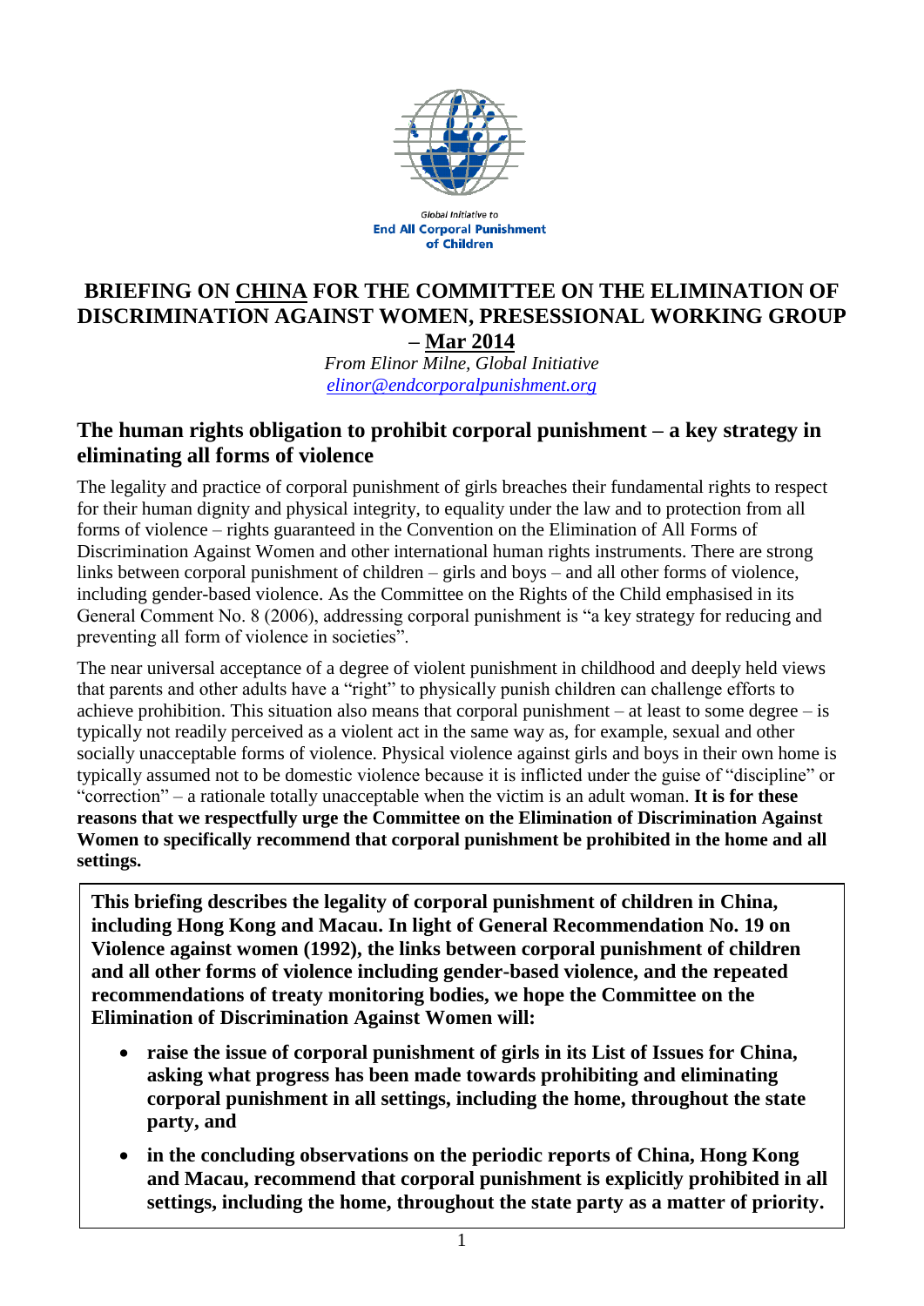Global Initiative to
**End All Corporal Punishment of Children**

# BRIEFING ON CHINA FOR THE COMMITTEE ON THE ELIMINATION OF DISCRIMINATION AGAINST WOMEN, PRESESSIONAL WORKING GROUP – Mar 2014

*From Elinor Milne, Global Initiative*
*elinor@endcorporalpunishment.org*

## The human rights obligation to prohibit corporal punishment – a key strategy in eliminating all forms of violence

The legality and practice of corporal punishment of girls breaches their fundamental rights to respect for their human dignity and physical integrity, to equality under the law and to protection from all forms of violence – rights guaranteed in the Convention on the Elimination of All Forms of Discrimination Against Women and other international human rights instruments. There are strong links between corporal punishment of children – girls and boys – and all other forms of violence, including gender-based violence. As the Committee on the Rights of the Child emphasised in its General Comment No. 8 (2006), addressing corporal punishment is "a key strategy for reducing and preventing all form of violence in societies".

The near universal acceptance of a degree of violent punishment in childhood and deeply held views that parents and other adults have a "right" to physically punish children can challenge efforts to achieve prohibition. This situation also means that corporal punishment – at least to some degree – is typically not readily perceived as a violent act in the same way as, for example, sexual and other socially unacceptable forms of violence. Physical violence against girls and boys in their own home is typically assumed not to be domestic violence because it is inflicted under the guise of "discipline" or "correction" – a rationale totally unacceptable when the victim is an adult woman. **It is for these reasons that we respectfully urge the Committee on the Elimination of Discrimination Against Women to specifically recommend that corporal punishment be prohibited in the home and all settings.**

**This briefing describes the legality of corporal punishment of children in China, including Hong Kong and Macau. In light of General Recommendation No. 19 on Violence against women (1992), the links between corporal punishment of children and all other forms of violence including gender-based violence, and the repeated recommendations of treaty monitoring bodies, we hope the Committee on the Elimination of Discrimination Against Women will:**

- **raise the issue of corporal punishment of girls in its List of Issues for China, asking what progress has been made towards prohibiting and eliminating corporal punishment in all settings, including the home, throughout the state party, and**
- **in the concluding observations on the periodic reports of China, Hong Kong and Macau, recommend that corporal punishment is explicitly prohibited in all settings, including the home, throughout the state party as a matter of priority.**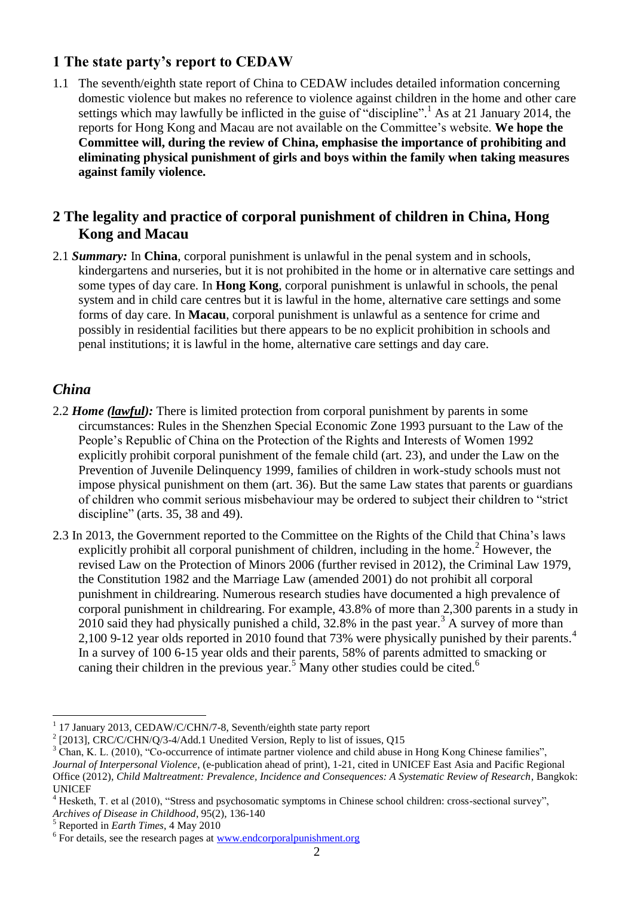## 1 The state party's report to CEDAW

1.1 The seventh/eighth state report of China to CEDAW includes detailed information concerning domestic violence but makes no reference to violence against children in the home and other care settings which may lawfully be inflicted in the guise of "discipline".[1] As at 21 January 2014, the reports for Hong Kong and Macau are not available on the Committee's website. **We hope the Committee will, during the review of China, emphasise the importance of prohibiting and eliminating physical punishment of girls and boys within the family when taking measures against family violence.**

## 2 The legality and practice of corporal punishment of children in China, Hong Kong and Macau

2.1 ***Summary:*** In **China**, corporal punishment is unlawful in the penal system and in schools, kindergartens and nurseries, but it is not prohibited in the home or in alternative care settings and some types of day care. In **Hong Kong**, corporal punishment is unlawful in schools, the penal system and in child care centres but it is lawful in the home, alternative care settings and some forms of day care. In **Macau**, corporal punishment is unlawful as a sentence for crime and possibly in residential facilities but there appears to be no explicit prohibition in schools and penal institutions; it is lawful in the home, alternative care settings and day care.

### *China*

2.2 ***Home (lawful):*** There is limited protection from corporal punishment by parents in some circumstances: Rules in the Shenzhen Special Economic Zone 1993 pursuant to the Law of the People's Republic of China on the Protection of the Rights and Interests of Women 1992 explicitly prohibit corporal punishment of the female child (art. 23), and under the Law on the Prevention of Juvenile Delinquency 1999, families of children in work-study schools must not impose physical punishment on them (art. 36). But the same Law states that parents or guardians of children who commit serious misbehaviour may be ordered to subject their children to "strict discipline" (arts. 35, 38 and 49).

2.3 In 2013, the Government reported to the Committee on the Rights of the Child that China's laws explicitly prohibit all corporal punishment of children, including in the home.[2] However, the revised Law on the Protection of Minors 2006 (further revised in 2012), the Criminal Law 1979, the Constitution 1982 and the Marriage Law (amended 2001) do not prohibit all corporal punishment in childrearing. Numerous research studies have documented a high prevalence of corporal punishment in childrearing. For example, 43.8% of more than 2,300 parents in a study in 2010 said they had physically punished a child, 32.8% in the past year.[3] A survey of more than 2,100 9-12 year olds reported in 2010 found that 73% were physically punished by their parents.[4] In a survey of 100 6-15 year olds and their parents, 58% of parents admitted to smacking or caning their children in the previous year.[5] Many other studies could be cited.[6]

---

[1] 17 January 2013, CEDAW/C/CHN/7-8, Seventh/eighth state party report

[2] [2013], CRC/C/CHN/Q/3-4/Add.1 Unedited Version, Reply to list of issues, Q15

[3] Chan, K. L. (2010), "Co-occurrence of intimate partner violence and child abuse in Hong Kong Chinese families", *Journal of Interpersonal Violence*, (e-publication ahead of print), 1-21, cited in UNICEF East Asia and Pacific Regional Office (2012), *Child Maltreatment: Prevalence, Incidence and Consequences: A Systematic Review of Research*, Bangkok: UNICEF

[4] Hesketh, T. et al (2010), "Stress and psychosomatic symptoms in Chinese school children: cross-sectional survey", *Archives of Disease in Childhood*, 95(2), 136-140

[5] Reported in *Earth Times*, 4 May 2010

[6] For details, see the research pages at www.endcorporalpunishment.org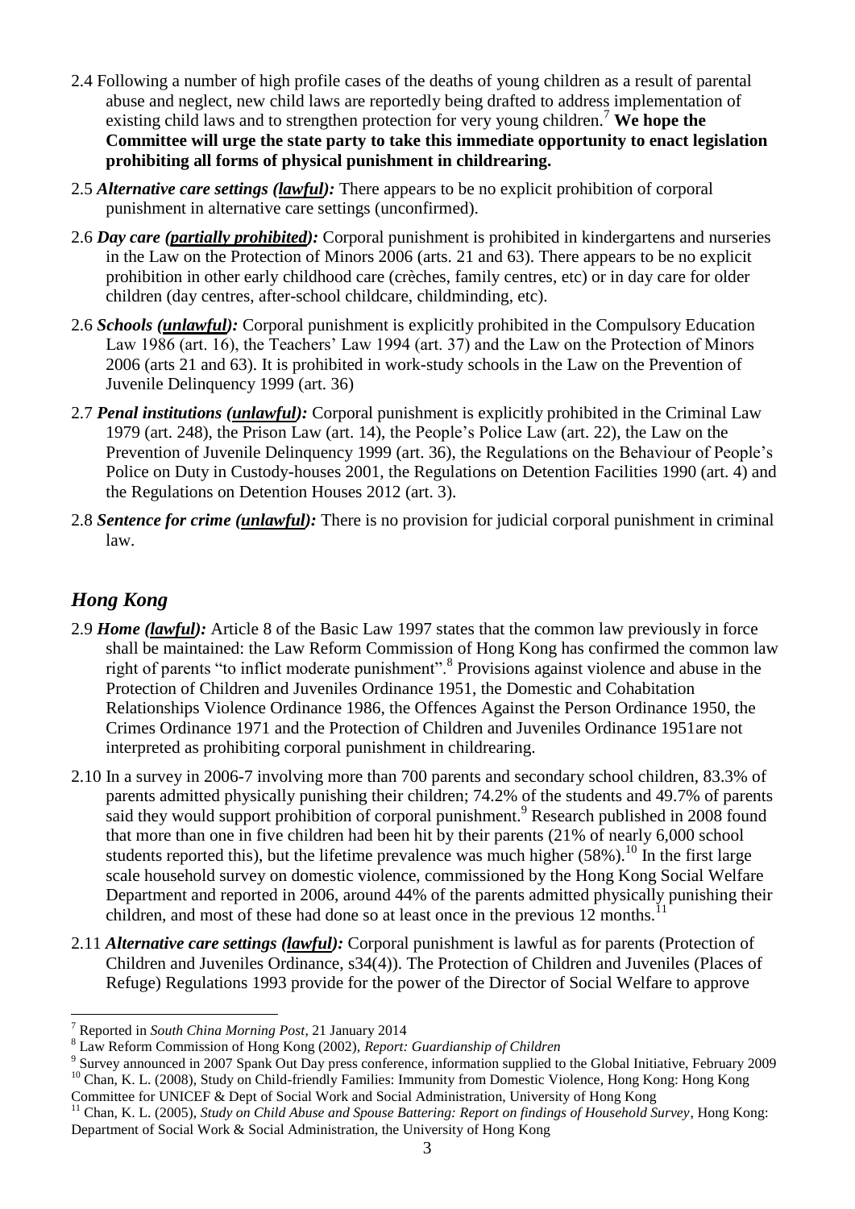2.4 Following a number of high profile cases of the deaths of young children as a result of parental abuse and neglect, new child laws are reportedly being drafted to address implementation of existing child laws and to strengthen protection for very young children.[7] **We hope the Committee will urge the state party to take this immediate opportunity to enact legislation prohibiting all forms of physical punishment in childrearing.**

2.5 ***Alternative care settings (lawful):*** There appears to be no explicit prohibition of corporal punishment in alternative care settings (unconfirmed).

2.6 ***Day care (partially prohibited):*** Corporal punishment is prohibited in kindergartens and nurseries in the Law on the Protection of Minors 2006 (arts. 21 and 63). There appears to be no explicit prohibition in other early childhood care (crèches, family centres, etc) or in day care for older children (day centres, after-school childcare, childminding, etc).

2.6 ***Schools (unlawful):*** Corporal punishment is explicitly prohibited in the Compulsory Education Law 1986 (art. 16), the Teachers' Law 1994 (art. 37) and the Law on the Protection of Minors 2006 (arts 21 and 63). It is prohibited in work-study schools in the Law on the Prevention of Juvenile Delinquency 1999 (art. 36)

2.7 ***Penal institutions (unlawful):*** Corporal punishment is explicitly prohibited in the Criminal Law 1979 (art. 248), the Prison Law (art. 14), the People's Police Law (art. 22), the Law on the Prevention of Juvenile Delinquency 1999 (art. 36), the Regulations on the Behaviour of People's Police on Duty in Custody-houses 2001, the Regulations on Detention Facilities 1990 (art. 4) and the Regulations on Detention Houses 2012 (art. 3).

2.8 ***Sentence for crime (unlawful):*** There is no provision for judicial corporal punishment in criminal law.

## *Hong Kong*

2.9 ***Home (lawful):*** Article 8 of the Basic Law 1997 states that the common law previously in force shall be maintained: the Law Reform Commission of Hong Kong has confirmed the common law right of parents "to inflict moderate punishment".[8] Provisions against violence and abuse in the Protection of Children and Juveniles Ordinance 1951, the Domestic and Cohabitation Relationships Violence Ordinance 1986, the Offences Against the Person Ordinance 1950, the Crimes Ordinance 1971 and the Protection of Children and Juveniles Ordinance 1951are not interpreted as prohibiting corporal punishment in childrearing.

2.10 In a survey in 2006-7 involving more than 700 parents and secondary school children, 83.3% of parents admitted physically punishing their children; 74.2% of the students and 49.7% of parents said they would support prohibition of corporal punishment.[9] Research published in 2008 found that more than one in five children had been hit by their parents (21% of nearly 6,000 school students reported this), but the lifetime prevalence was much higher (58%).[10] In the first large scale household survey on domestic violence, commissioned by the Hong Kong Social Welfare Department and reported in 2006, around 44% of the parents admitted physically punishing their children, and most of these had done so at least once in the previous 12 months.[11]

2.11 ***Alternative care settings (lawful):*** Corporal punishment is lawful as for parents (Protection of Children and Juveniles Ordinance, s34(4)). The Protection of Children and Juveniles (Places of Refuge) Regulations 1993 provide for the power of the Director of Social Welfare to approve

---

[7] Reported in *South China Morning Post*, 21 January 2014

[8] Law Reform Commission of Hong Kong (2002), *Report: Guardianship of Children*

[9] Survey announced in 2007 Spank Out Day press conference, information supplied to the Global Initiative, February 2009

[10] Chan, K. L. (2008), Study on Child-friendly Families: Immunity from Domestic Violence, Hong Kong: Hong Kong Committee for UNICEF & Dept of Social Work and Social Administration, University of Hong Kong

[11] Chan, K. L. (2005), *Study on Child Abuse and Spouse Battering: Report on findings of Household Survey*, Hong Kong: Department of Social Work & Social Administration, the University of Hong Kong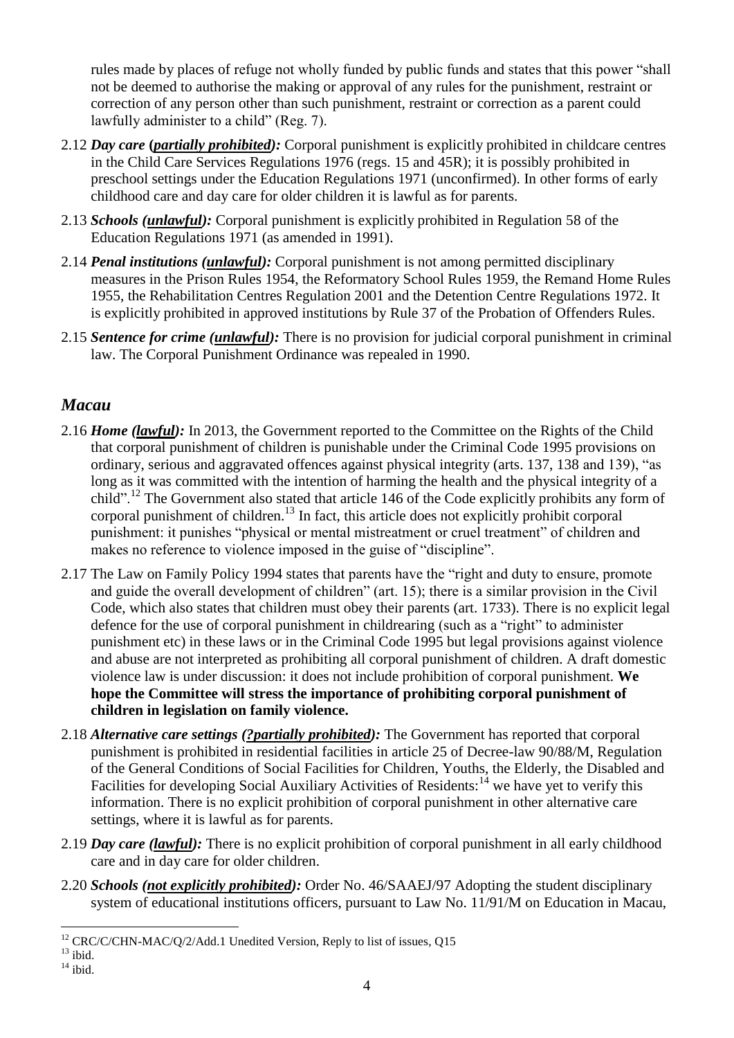rules made by places of refuge not wholly funded by public funds and states that this power "shall not be deemed to authorise the making or approval of any rules for the punishment, restraint or correction of any person other than such punishment, restraint or correction as a parent could lawfully administer to a child" (Reg. 7).

2.12 ***Day care (partially prohibited):*** Corporal punishment is explicitly prohibited in childcare centres in the Child Care Services Regulations 1976 (regs. 15 and 45R); it is possibly prohibited in preschool settings under the Education Regulations 1971 (unconfirmed). In other forms of early childhood care and day care for older children it is lawful as for parents.

2.13 ***Schools (unlawful):*** Corporal punishment is explicitly prohibited in Regulation 58 of the Education Regulations 1971 (as amended in 1991).

2.14 ***Penal institutions (unlawful):*** Corporal punishment is not among permitted disciplinary measures in the Prison Rules 1954, the Reformatory School Rules 1959, the Remand Home Rules 1955, the Rehabilitation Centres Regulation 2001 and the Detention Centre Regulations 1972. It is explicitly prohibited in approved institutions by Rule 37 of the Probation of Offenders Rules.

2.15 ***Sentence for crime (unlawful):*** There is no provision for judicial corporal punishment in criminal law. The Corporal Punishment Ordinance was repealed in 1990.

## *Macau*

2.16 ***Home (lawful):*** In 2013, the Government reported to the Committee on the Rights of the Child that corporal punishment of children is punishable under the Criminal Code 1995 provisions on ordinary, serious and aggravated offences against physical integrity (arts. 137, 138 and 139), "as long as it was committed with the intention of harming the health and the physical integrity of a child".[12] The Government also stated that article 146 of the Code explicitly prohibits any form of corporal punishment of children.[13] In fact, this article does not explicitly prohibit corporal punishment: it punishes "physical or mental mistreatment or cruel treatment" of children and makes no reference to violence imposed in the guise of "discipline".

2.17 The Law on Family Policy 1994 states that parents have the "right and duty to ensure, promote and guide the overall development of children" (art. 15); there is a similar provision in the Civil Code, which also states that children must obey their parents (art. 1733). There is no explicit legal defence for the use of corporal punishment in childrearing (such as a "right" to administer punishment etc) in these laws or in the Criminal Code 1995 but legal provisions against violence and abuse are not interpreted as prohibiting all corporal punishment of children. A draft domestic violence law is under discussion: it does not include prohibition of corporal punishment. **We hope the Committee will stress the importance of prohibiting corporal punishment of children in legislation on family violence.**

2.18 ***Alternative care settings (?partially prohibited):*** The Government has reported that corporal punishment is prohibited in residential facilities in article 25 of Decree-law 90/88/M, Regulation of the General Conditions of Social Facilities for Children, Youths, the Elderly, the Disabled and Facilities for developing Social Auxiliary Activities of Residents:[14] we have yet to verify this information. There is no explicit prohibition of corporal punishment in other alternative care settings, where it is lawful as for parents.

2.19 ***Day care (lawful):*** There is no explicit prohibition of corporal punishment in all early childhood care and in day care for older children.

2.20 ***Schools (not explicitly prohibited):*** Order No. 46/SAAEJ/97 Adopting the student disciplinary system of educational institutions officers, pursuant to Law No. 11/91/M on Education in Macau,

---

[12] CRC/C/CHN-MAC/Q/2/Add.1 Unedited Version, Reply to list of issues, Q15

[13] ibid.

[14] ibid.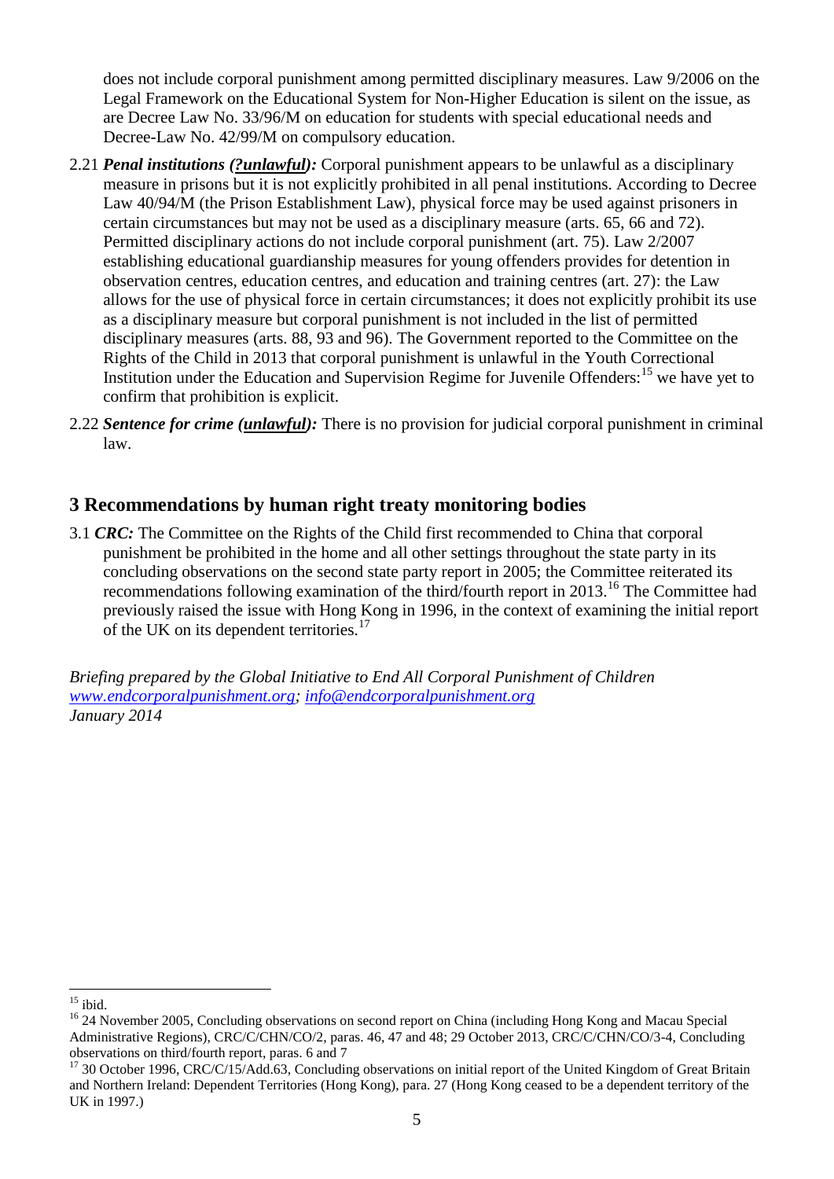does not include corporal punishment among permitted disciplinary measures. Law 9/2006 on the Legal Framework on the Educational System for Non-Higher Education is silent on the issue, as are Decree Law No. 33/96/M on education for students with special educational needs and Decree-Law No. 42/99/M on compulsory education.

2.21 ***Penal institutions (?unlawful):*** Corporal punishment appears to be unlawful as a disciplinary measure in prisons but it is not explicitly prohibited in all penal institutions. According to Decree Law 40/94/M (the Prison Establishment Law), physical force may be used against prisoners in certain circumstances but may not be used as a disciplinary measure (arts. 65, 66 and 72). Permitted disciplinary actions do not include corporal punishment (art. 75). Law 2/2007 establishing educational guardianship measures for young offenders provides for detention in observation centres, education centres, and education and training centres (art. 27): the Law allows for the use of physical force in certain circumstances; it does not explicitly prohibit its use as a disciplinary measure but corporal punishment is not included in the list of permitted disciplinary measures (arts. 88, 93 and 96). The Government reported to the Committee on the Rights of the Child in 2013 that corporal punishment is unlawful in the Youth Correctional Institution under the Education and Supervision Regime for Juvenile Offenders:[15] we have yet to confirm that prohibition is explicit.

2.22 ***Sentence for crime (unlawful):*** There is no provision for judicial corporal punishment in criminal law.

## 3 Recommendations by human right treaty monitoring bodies

3.1 ***CRC:*** The Committee on the Rights of the Child first recommended to China that corporal punishment be prohibited in the home and all other settings throughout the state party in its concluding observations on the second state party report in 2005; the Committee reiterated its recommendations following examination of the third/fourth report in 2013.[16] The Committee had previously raised the issue with Hong Kong in 1996, in the context of examining the initial report of the UK on its dependent territories.[17]

*Briefing prepared by the Global Initiative to End All Corporal Punishment of Children*
*www.endcorporalpunishment.org; info@endcorporalpunishment.org*
*January 2014*

---

[15] ibid.

[16] 24 November 2005, Concluding observations on second report on China (including Hong Kong and Macau Special Administrative Regions), CRC/C/CHN/CO/2, paras. 46, 47 and 48; 29 October 2013, CRC/C/CHN/CO/3-4, Concluding observations on third/fourth report, paras. 6 and 7

[17] 30 October 1996, CRC/C/15/Add.63, Concluding observations on initial report of the United Kingdom of Great Britain and Northern Ireland: Dependent Territories (Hong Kong), para. 27 (Hong Kong ceased to be a dependent territory of the UK in 1997.)